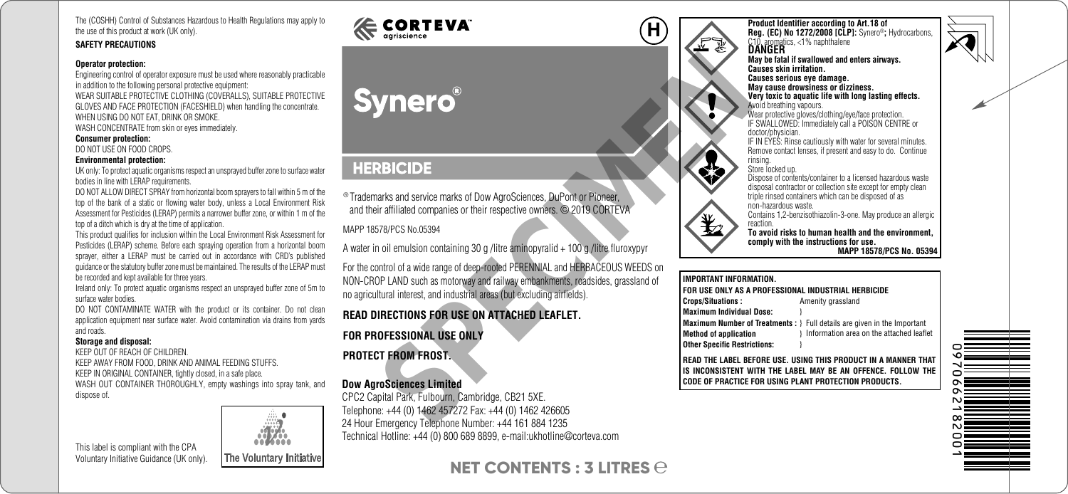The (COSHH) Control of Substances Hazardous to Health Regulations may apply to the use of this product at work (UK only).

**SAFETY PRECAUTIONS**

**Operator protection:**

Engineering control of operator exposure must be used where reasonably practicable in addition to the following personal protective equipment:

WEAR SUITABLE PROTECTIVE CLOTHING (COVERALLS), SUITABLE PROTECTIVE GLOVES AND FACE PROTECTION (FACESHIELD) when handling the concentrate.

WHEN USING DO NOT EAT, DRINK OR SMOKE.

WASH CONCENTRATE from skin or eyes immediately.

**Consumer protection:**

DO NOT USE ON FOOD CROPS.

**Environmental protection:**

UK only: To protect aquatic organisms respect an unsprayed buffer zone to surface water bodies in line with LERAP requirements.

DO NOT ALLOW DIRECT SPRAY from horizontal boom sprayers to fall within 5 m of the top of the bank of a static or flowing water body, unless a Local Environment Risk Assessment for Pesticides (LERAP) permits a narrower buffer zone, or within 1 m of the top of a ditch which is dry at the time of application.

This product qualifies for inclusion within the Local Environment Risk Assessment for Pesticides (LERAP) scheme. Before each spraying operation from a horizontal boom sprayer, either a LERAP must be carried out in accordance with CRD's published guidance or the statutory buffer zone must be maintained. The results of the LERAP must be recorded and kept available for three years.

Ireland only: To protect aquatic organisms respect an unsprayed buffer zone of 5m to surface water bodies.

DO NOT CONTAMINATE WATER with the product or its container. Do not clean application equipment near surface water. Avoid contamination via drains from yards and roads.

**Storage and disposal:**

KEEP OUT OF REACH OF CHILDREN.

KEEP AWAY FROM FOOD, DRINK AND ANIMAL FEEDING STUFFS.

KEEP IN ORIGINAL CONTAINER, tightly closed, in a safe place.

WASH OUT CONTAINER THOROUGHLY, empty washings into spray tank, and dispose of.

This label is compliant with the CPA Voluntary Initiative Guidance (UK only).

The Voluntary Initiative

CORTEVA agriscience

H

# Synero®

## HERBICIDE

® Trademarks and service marks of Dow AgroSciences, DuPont or Pioneer, and their affiliated companies or their respective owners. © 2019 CORTEVA

MAPP 18578/PCS No.05394

A water in oil emulsion containing 30 g /litre aminopyralid + 100 g /litre fluroxypyr

For the control of a wide range of deep-rooted PERENNIAL and HERBACEOUS WEEDS on NON-CROP LAND such as motorway and railway embankments, roadsides, grassland of no agricultural interest, and industrial areas (but excluding airfields).

**READ DIRECTIONS FOR USE ON ATTACHED LEAFLET.**

**FOR PROFESSIONAL USE ONLY**

**PROTECT FROM FROST.**

**Dow AgroSciences Limited**

CPC2 Capital Park, Fulbourn, Cambridge, CB21 5XE.

Telephone: +44 (0) 1462 457272 Fax: +44 (0) 1462 426605

24 Hour Emergency Telephone Number: +44 161 884 1235

Technical Hotline: +44 (0) 800 689 8899, e-mail:ukhotline@corteva.com

**NET CONTENTS : 3 LITRES ℮**

SPECIMEN

**Product Identifier according to Art.18 of Reg. (EC) No 1272/2008 [CLP]:** Synero®**;** Hydrocarbons, C10, aromatics, <1% naphthalene

**DANGER**

**May be fatal if swallowed and enters airways.**
**Causes skin irritation.**
**Causes serious eye damage.**
**May cause drowsiness or dizziness.**
**Very toxic to aquatic life with long lasting effects.**

Avoid breathing vapours.
Wear protective gloves/clothing/eye/face protection.
IF SWALLOWED: Immediately call a POISON CENTRE or doctor/physician.
IF IN EYES: Rinse cautiously with water for several minutes. Remove contact lenses, if present and easy to do. Continue rinsing.
Store locked up.
Dispose of contents/container to a licensed hazardous waste disposal contractor or collection site except for empty clean triple rinsed containers which can be disposed of as non-hazardous waste.
Contains 1,2-benzisothiazolin-3-one. May produce an allergic reaction.

**To avoid risks to human health and the environment, comply with the instructions for use.**

**MAPP 18578/PCS No. 05394**

**IMPORTANT INFORMATION.**

**FOR USE ONLY AS A PROFESSIONAL INDUSTRIAL HERBICIDE**

| | |
|---|---|
| **Crops/Situations :** | Amenity grassland |
| **Maximum Individual Dose:** | } |
| **Maximum Number of Treatments :** | } Full details are given in the Important |
| **Method of application** | } Information area on the attached leaflet |
| **Other Specific Restrictions:** | } |

**READ THE LABEL BEFORE USE. USING THIS PRODUCT IN A MANNER THAT IS INCONSISTENT WITH THE LABEL MAY BE AN OFFENCE. FOLLOW THE CODE OF PRACTICE FOR USING PLANT PROTECTION PRODUCTS.**

0970662182001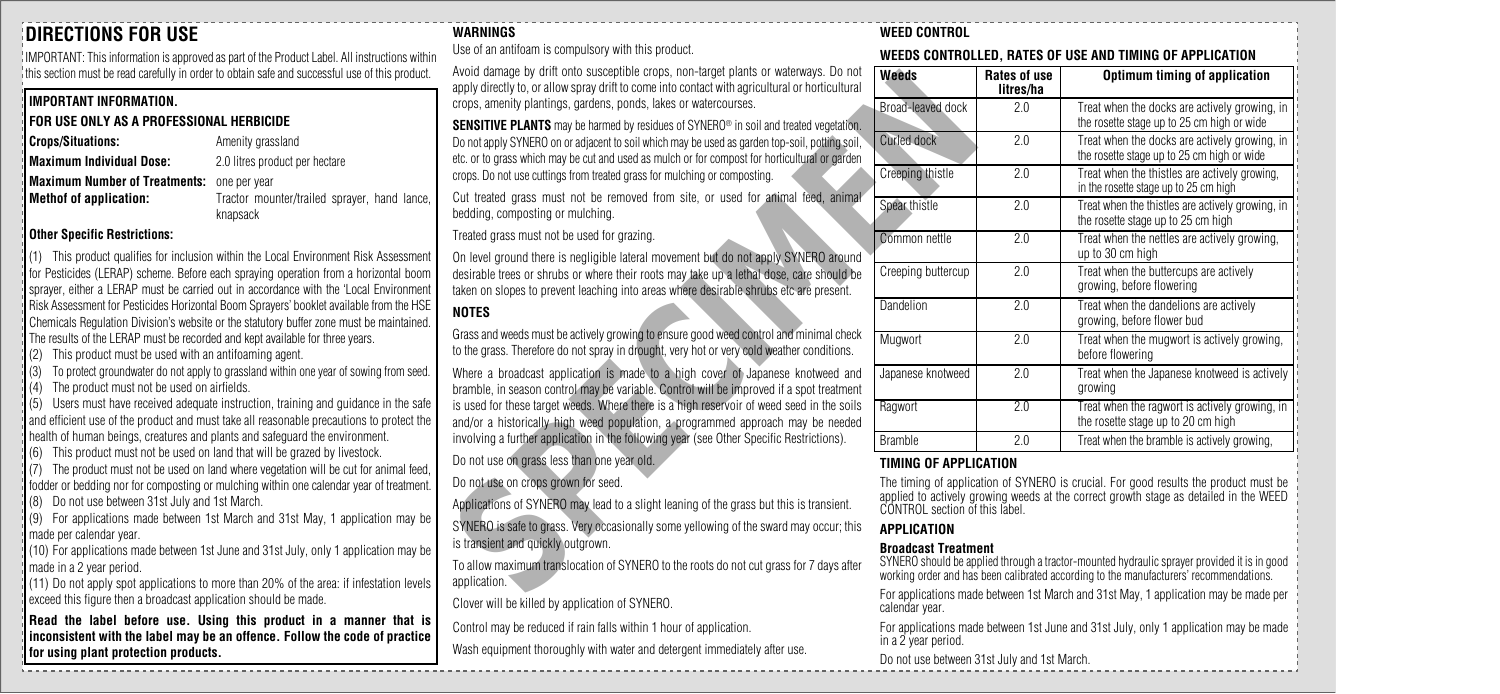# DIRECTIONS FOR USE

IMPORTANT: This information is approved as part of the Product Label. All instructions within this section must be read carefully in order to obtain safe and successful use of this product.

## IMPORTANT INFORMATION.

## FOR USE ONLY AS A PROFESSIONAL HERBICIDE

| | |
|---|---|
| **Crops/Situations:** | Amenity grassland |
| **Maximum Individual Dose:** | 2.0 litres product per hectare |
| **Maximum Number of Treatments:** | one per year |
| **Method of application:** | Tractor mounter/trailed sprayer, hand lance, knapsack |

### Other Specific Restrictions:

(1) This product qualifies for inclusion within the Local Environment Risk Assessment for Pesticides (LERAP) scheme. Before each spraying operation from a horizontal boom sprayer, either a LERAP must be carried out in accordance with the 'Local Environment Risk Assessment for Pesticides Horizontal Boom Sprayers' booklet available from the HSE Chemicals Regulation Division's website or the statutory buffer zone must be maintained. The results of the LERAP must be recorded and kept available for three years.

(2) This product must be used with an antifoaming agent.

(3) To protect groundwater do not apply to grassland within one year of sowing from seed.

(4) The product must not be used on airfields.

(5) Users must have received adequate instruction, training and guidance in the safe and efficient use of the product and must take all reasonable precautions to protect the health of human beings, creatures and plants and safeguard the environment.

(6) This product must not be used on land that will be grazed by livestock.

(7) The product must not be used on land where vegetation will be cut for animal feed, fodder or bedding nor for composting or mulching within one calendar year of treatment.

(8) Do not use between 31st July and 1st March.

(9) For applications made between 1st March and 31st May, 1 application may be made per calendar year.

(10) For applications made between 1st June and 31st July, only 1 application may be made in a 2 year period.

(11) Do not apply spot applications to more than 20% of the area: if infestation levels exceed this figure then a broadcast application should be made.

**Read the label before use. Using this product in a manner that is inconsistent with the label may be an offence. Follow the code of practice for using plant protection products.**

## WARNINGS

Use of an antifoam is compulsory with this product.

Avoid damage by drift onto susceptible crops, non-target plants or waterways. Do not apply directly to, or allow spray drift to come into contact with agricultural or horticultural crops, amenity plantings, gardens, ponds, lakes or watercourses.

**SENSITIVE PLANTS** may be harmed by residues of SYNERO® in soil and treated vegetation. Do not apply SYNERO on or adjacent to soil which may be used as garden top-soil, potting soil, etc. or to grass which may be cut and used as mulch or for compost for horticultural or garden crops. Do not use cuttings from treated grass for mulching or composting.

Cut treated grass must not be removed from site, or used for animal feed, animal bedding, composting or mulching.

Treated grass must not be used for grazing.

On level ground there is negligible lateral movement but do not apply SYNERO around desirable trees or shrubs or where their roots may take up a lethal dose, care should be taken on slopes to prevent leaching into areas where desirable shrubs etc are present.

## NOTES

Grass and weeds must be actively growing to ensure good weed control and minimal check to the grass. Therefore do not spray in drought, very hot or very cold weather conditions.

Where a broadcast application is made to a high cover of Japanese knotweed and bramble, in season control may be variable. Control will be improved if a spot treatment is used for these target weeds. Where there is a high reservoir of weed seed in the soils and/or a historically high weed population, a programmed approach may be needed involving a further application in the following year (see Other Specific Restrictions).

Do not use on grass less than one year old.

Do not use on crops grown for seed.

Applications of SYNERO may lead to a slight leaning of the grass but this is transient.

SYNERO is safe to grass. Very occasionally some yellowing of the sward may occur; this is transient and quickly outgrown.

To allow maximum translocation of SYNERO to the roots do not cut grass for 7 days after application.

Clover will be killed by application of SYNERO.

Control may be reduced if rain falls within 1 hour of application.

Wash equipment thoroughly with water and detergent immediately after use.

## WEED CONTROL

### WEEDS CONTROLLED, RATES OF USE AND TIMING OF APPLICATION

| Weeds | Rates of use litres/ha | Optimum timing of application |
|---|---|---|
| Broad-leaved dock | 2.0 | Treat when the docks are actively growing, in the rosette stage up to 25 cm high or wide |
| Curled dock | 2.0 | Treat when the docks are actively growing, in the rosette stage up to 25 cm high or wide |
| Creeping thistle | 2.0 | Treat when the thistles are actively growing, in the rosette stage up to 25 cm high |
| Spear thistle | 2.0 | Treat when the thistles are actively growing, in the rosette stage up to 25 cm high |
| Common nettle | 2.0 | Treat when the nettles are actively growing, up to 30 cm high |
| Creeping buttercup | 2.0 | Treat when the buttercups are actively growing, before flowering |
| Dandelion | 2.0 | Treat when the dandelions are actively growing, before flower bud |
| Mugwort | 2.0 | Treat when the mugwort is actively growing, before flowering |
| Japanese knotweed | 2.0 | Treat when the Japanese knotweed is actively growing |
| Ragwort | 2.0 | Treat when the ragwort is actively growing, in the rosette stage up to 20 cm high |
| Bramble | 2.0 | Treat when the bramble is actively growing, |

## TIMING OF APPLICATION

The timing of application of SYNERO is crucial. For good results the product must be applied to actively growing weeds at the correct growth stage as detailed in the WEED CONTROL section of this label.

## APPLICATION

### Broadcast Treatment

SYNERO should be applied through a tractor-mounted hydraulic sprayer provided it is in good working order and has been calibrated according to the manufacturers' recommendations.

For applications made between 1st March and 31st May, 1 application may be made per calendar year.

For applications made between 1st June and 31st July, only 1 application may be made in a 2 year period.

Do not use between 31st July and 1st March.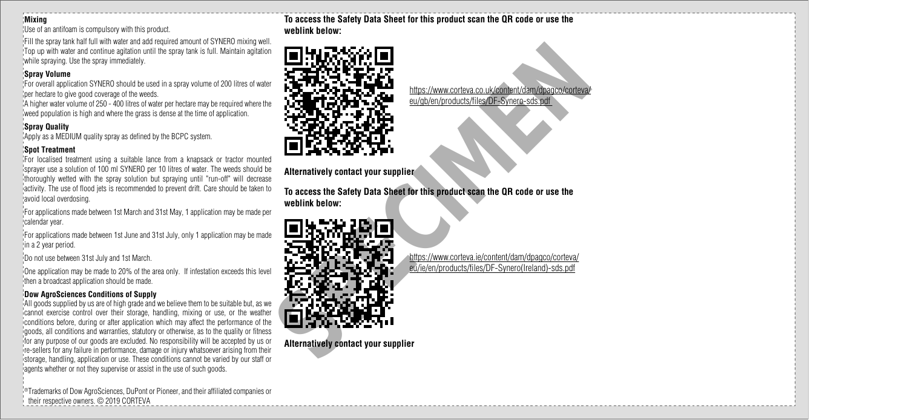### Mixing

Use of an antifoam is compulsory with this product.

Fill the spray tank half full with water and add required amount of SYNERO mixing well. Top up with water and continue agitation until the spray tank is full. Maintain agitation while spraying. Use the spray immediately.

### Spray Volume

For overall application SYNERO should be used in a spray volume of 200 litres of water per hectare to give good coverage of the weeds.

A higher water volume of 250 - 400 litres of water per hectare may be required where the weed population is high and where the grass is dense at the time of application.

### Spray Quality

Apply as a MEDIUM quality spray as defined by the BCPC system.

### Spot Treatment

For localised treatment using a suitable lance from a knapsack or tractor mounted sprayer use a solution of 100 ml SYNERO per 10 litres of water. The weeds should be thoroughly wetted with the spray solution but spraying until "run-off" will decrease activity. The use of flood jets is recommended to prevent drift. Care should be taken to avoid local overdosing.

For applications made between 1st March and 31st May, 1 application may be made per calendar year.

For applications made between 1st June and 31st July, only 1 application may be made in a 2 year period.

Do not use between 31st July and 1st March.

One application may be made to 20% of the area only. If infestation exceeds this level then a broadcast application should be made.

### Dow AgroSciences Conditions of Supply

All goods supplied by us are of high grade and we believe them to be suitable but, as we cannot exercise control over their storage, handling, mixing or use, or the weather conditions before, during or after application which may affect the performance of the goods, all conditions and warranties, statutory or otherwise, as to the quality or fitness for any purpose of our goods are excluded. No responsibility will be accepted by us or re-sellers for any failure in performance, damage or injury whatsoever arising from their storage, handling, application or use. These conditions cannot be varied by our staff or agents whether or not they supervise or assist in the use of such goods.

®Trademarks of Dow AgroSciences, DuPont or Pioneer, and their affiliated companies or their respective owners. © 2019 CORTEVA

**To access the Safety Data Sheet for this product scan the QR code or use the weblink below:**

https://www.corteva.co.uk/content/dam/dpagco/corteva/eu/gb/en/products/files/DF-Synero-sds.pdf

**Alternatively contact your supplier**

**To access the Safety Data Sheet for this product scan the QR code or use the weblink below:**

https://www.corteva.ie/content/dam/dpagco/corteva/eu/ie/en/products/files/DF-Synero(Ireland)-sds.pdf

**Alternatively contact your supplier**

SPECIMEN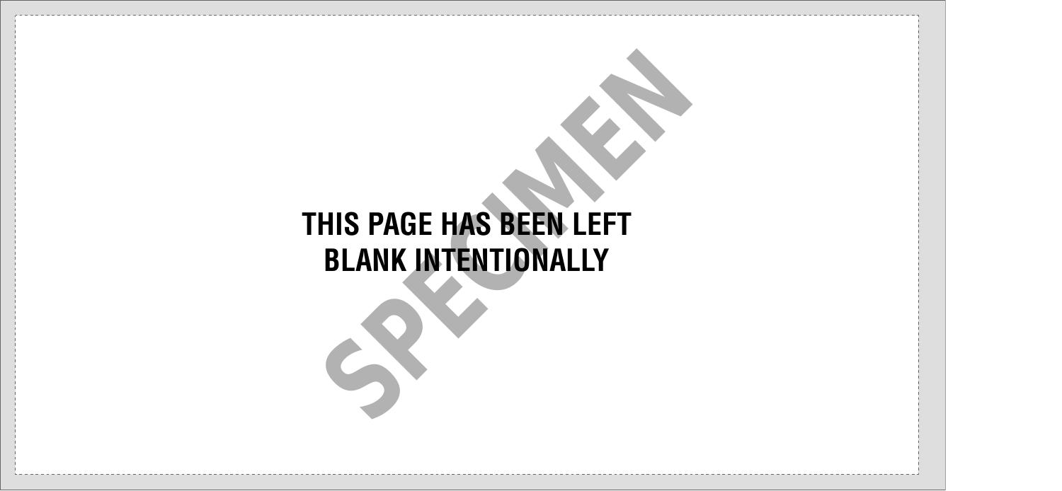THIS PAGE HAS BEEN LEFT BLANK INTENTIONALLY

SPECIMEN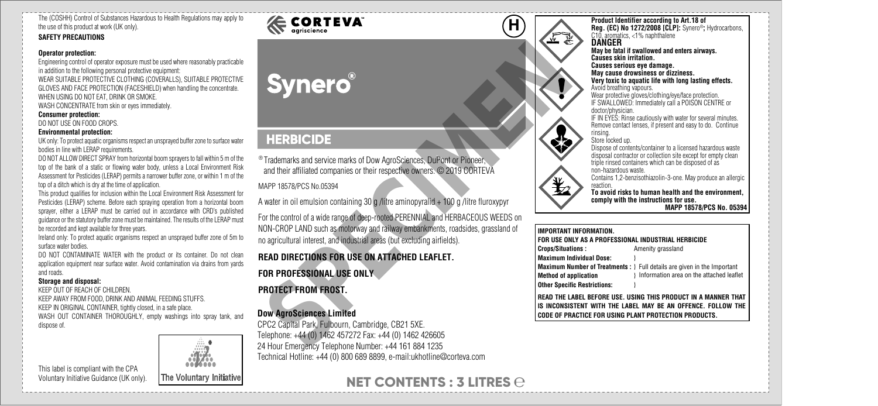The (COSHH) Control of Substances Hazardous to Health Regulations may apply to the use of this product at work (UK only).

**SAFETY PRECAUTIONS**

**Operator protection:**

Engineering control of operator exposure must be used where reasonably practicable in addition to the following personal protective equipment:

WEAR SUITABLE PROTECTIVE CLOTHING (COVERALLS), SUITABLE PROTECTIVE GLOVES AND FACE PROTECTION (FACESHIELD) when handling the concentrate.

WHEN USING DO NOT EAT, DRINK OR SMOKE.

WASH CONCENTRATE from skin or eyes immediately.

**Consumer protection:**

DO NOT USE ON FOOD CROPS.

**Environmental protection:**

UK only: To protect aquatic organisms respect an unsprayed buffer zone to surface water bodies in line with LERAP requirements.

DO NOT ALLOW DIRECT SPRAY from horizontal boom sprayers to fall within 5 m of the top of the bank of a static or flowing water body, unless a Local Environment Risk Assessment for Pesticides (LERAP) permits a narrower buffer zone, or within 1 m of the top of a ditch which is dry at the time of application.

This product qualifies for inclusion within the Local Environment Risk Assessment for Pesticides (LERAP) scheme. Before each spraying operation from a horizontal boom sprayer, either a LERAP must be carried out in accordance with CRD's published guidance or the statutory buffer zone must be maintained. The results of the LERAP must be recorded and kept available for three years.

Ireland only: To protect aquatic organisms respect an unsprayed buffer zone of 5m to surface water bodies.

DO NOT CONTAMINATE WATER with the product or its container. Do not clean application equipment near surface water. Avoid contamination via drains from yards and roads.

**Storage and disposal:**

KEEP OUT OF REACH OF CHILDREN.

KEEP AWAY FROM FOOD, DRINK AND ANIMAL FEEDING STUFFS.

KEEP IN ORIGINAL CONTAINER, tightly closed, in a safe place.

WASH OUT CONTAINER THOROUGHLY, empty washings into spray tank, and dispose of.

This label is compliant with the CPA Voluntary Initiative Guidance (UK only).

The Voluntary Initiative

CORTEVA agriscience

H

# Synero®

## HERBICIDE

® Trademarks and service marks of Dow AgroSciences, DuPont or Pioneer, and their affiliated companies or their respective owners. © 2019 CORTEVA

MAPP 18578/PCS No.05394

A water in oil emulsion containing 30 g /litre aminopyralid + 100 g /litre fluroxypyr

For the control of a wide range of deep-rooted PERENNIAL and HERBACEOUS WEEDS on NON-CROP LAND such as motorway and railway embankments, roadsides, grassland of no agricultural interest, and industrial areas (but excluding airfields).

**READ DIRECTIONS FOR USE ON ATTACHED LEAFLET.**

**FOR PROFESSIONAL USE ONLY**

**PROTECT FROM FROST.**

**Dow AgroSciences Limited**

CPC2 Capital Park, Fulbourn, Cambridge, CB21 5XE.

Telephone: +44 (0) 1462 457272 Fax: +44 (0) 1462 426605

24 Hour Emergency Telephone Number: +44 161 884 1235

Technical Hotline: +44 (0) 800 689 8899, e-mail:ukhotline@corteva.com

**NET CONTENTS : 3 LITRES ℮**

SPECIMEN

**Product Identifier according to Art.18 of Reg. (EC) No 1272/2008 [CLP]:** Synero®; Hydrocarbons, C10, aromatics, <1% naphthalene

**DANGER**

**May be fatal if swallowed and enters airways.**
**Causes skin irritation.**
**Causes serious eye damage.**
**May cause drowsiness or dizziness.**
**Very toxic to aquatic life with long lasting effects.**

Avoid breathing vapours.

Wear protective gloves/clothing/eye/face protection.

IF SWALLOWED: Immediately call a POISON CENTRE or doctor/physician.

IF IN EYES: Rinse cautiously with water for several minutes. Remove contact lenses, if present and easy to do. Continue rinsing.

Store locked up.

Dispose of contents/container to a licensed hazardous waste disposal contractor or collection site except for empty clean triple rinsed containers which can be disposed of as non-hazardous waste.

Contains 1,2-benzisothiazolin-3-one. May produce an allergic reaction.

**To avoid risks to human health and the environment, comply with the instructions for use.**

**MAPP 18578/PCS No. 05394**

**IMPORTANT INFORMATION.**

**FOR USE ONLY AS A PROFESSIONAL INDUSTRIAL HERBICIDE**

| | |
|---|---|
| **Crops/Situations :** | Amenity grassland |
| **Maximum Individual Dose:** | } |
| **Maximum Number of Treatments :** | } Full details are given in the Important |
| **Method of application** | } Information area on the attached leaflet |
| **Other Specific Restrictions:** | } |

**READ THE LABEL BEFORE USE. USING THIS PRODUCT IN A MANNER THAT IS INCONSISTENT WITH THE LABEL MAY BE AN OFFENCE. FOLLOW THE CODE OF PRACTICE FOR USING PLANT PROTECTION PRODUCTS.**